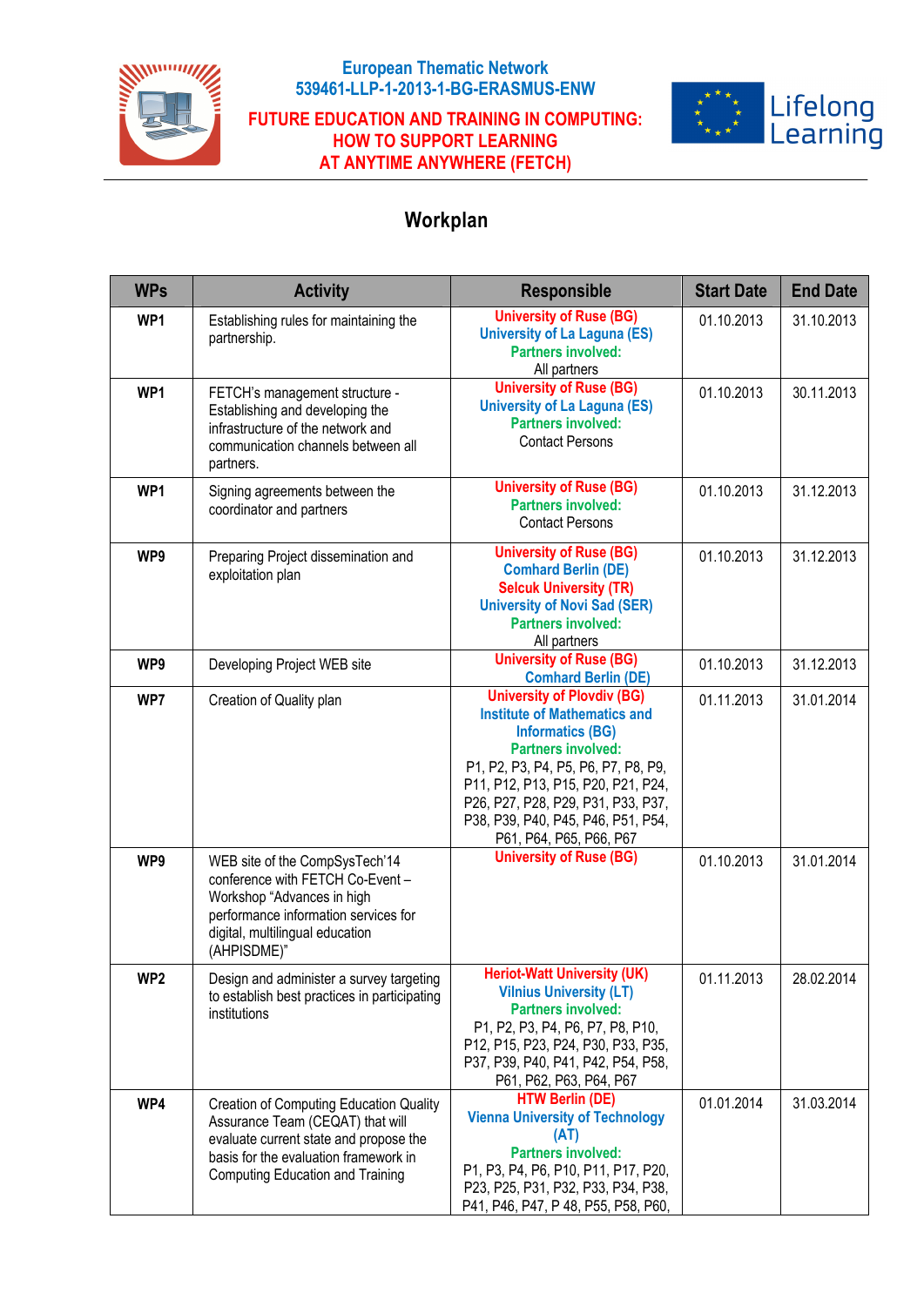European Thematic Network
539461-LLP-1-2013-1-BG-ERASMUS-ENW

**FUTURE EDUCATION AND TRAINING IN COMPUTING: HOW TO SUPPORT LEARNING AT ANYTIME ANYWHERE (FETCH)**

Lifelong Learning

# Workplan

| WPs | Activity | Responsible | Start Date | End Date |
|---|---|---|---|---|
| **WP1** | Establishing rules for maintaining the partnership. | **University of Ruse (BG)** **University of La Laguna (ES)** **Partners involved:** All partners | 01.10.2013 | 31.10.2013 |
| **WP1** | FETCH's management structure - Establishing and developing the infrastructure of the network and communication channels between all partners. | **University of Ruse (BG)** **University of La Laguna (ES)** **Partners involved:** Contact Persons | 01.10.2013 | 30.11.2013 |
| **WP1** | Signing agreements between the coordinator and partners | **University of Ruse (BG)** **Partners involved:** Contact Persons | 01.10.2013 | 31.12.2013 |
| **WP9** | Preparing Project dissemination and exploitation plan | **University of Ruse (BG)** **Comhard Berlin (DE)** **Selcuk University (TR)** **University of Novi Sad (SER)** **Partners involved:** All partners | 01.10.2013 | 31.12.2013 |
| **WP9** | Developing Project WEB site | **University of Ruse (BG)** **Comhard Berlin (DE)** | 01.10.2013 | 31.12.2013 |
| **WP7** | Creation of Quality plan | **University of Plovdiv (BG)** **Institute of Mathematics and Informatics (BG)** **Partners involved:** P1, P2, P3, P4, P5, P6, P7, P8, P9, P11, P12, P13, P15, P20, P21, P24, P26, P27, P28, P29, P31, P33, P37, P38, P39, P40, P45, P46, P51, P54, P61, P64, P65, P66, P67 | 01.11.2013 | 31.01.2014 |
| **WP9** | WEB site of the CompSysTech'14 conference with FETCH Co-Event – Workshop "Advances in high performance information services for digital, multilingual education (AHPISDME)" | **University of Ruse (BG)** | 01.10.2013 | 31.01.2014 |
| **WP2** | Design and administer a survey targeting to establish best practices in participating institutions | **Heriot-Watt University (UK)** **Vilnius University (LT)** **Partners involved:** P1, P2, P3, P4, P6, P7, P8, P10, P12, P15, P23, P24, P30, P33, P35, P37, P39, P40, P41, P42, P54, P58, P61, P62, P63, P64, P67 | 01.11.2013 | 28.02.2014 |
| **WP4** | Creation of Computing Education Quality Assurance Team (CEQAT) that will evaluate current state and propose the basis for the evaluation framework in Computing Education and Training | **HTW Berlin (DE)** **Vienna University of Technology (AT)** **Partners involved:** P1, P3, P4, P6, P10, P11, P17, P20, P23, P25, P31, P32, P33, P34, P38, P41, P46, P47, P 48, P55, P58, P60, | 01.01.2014 | 31.03.2014 |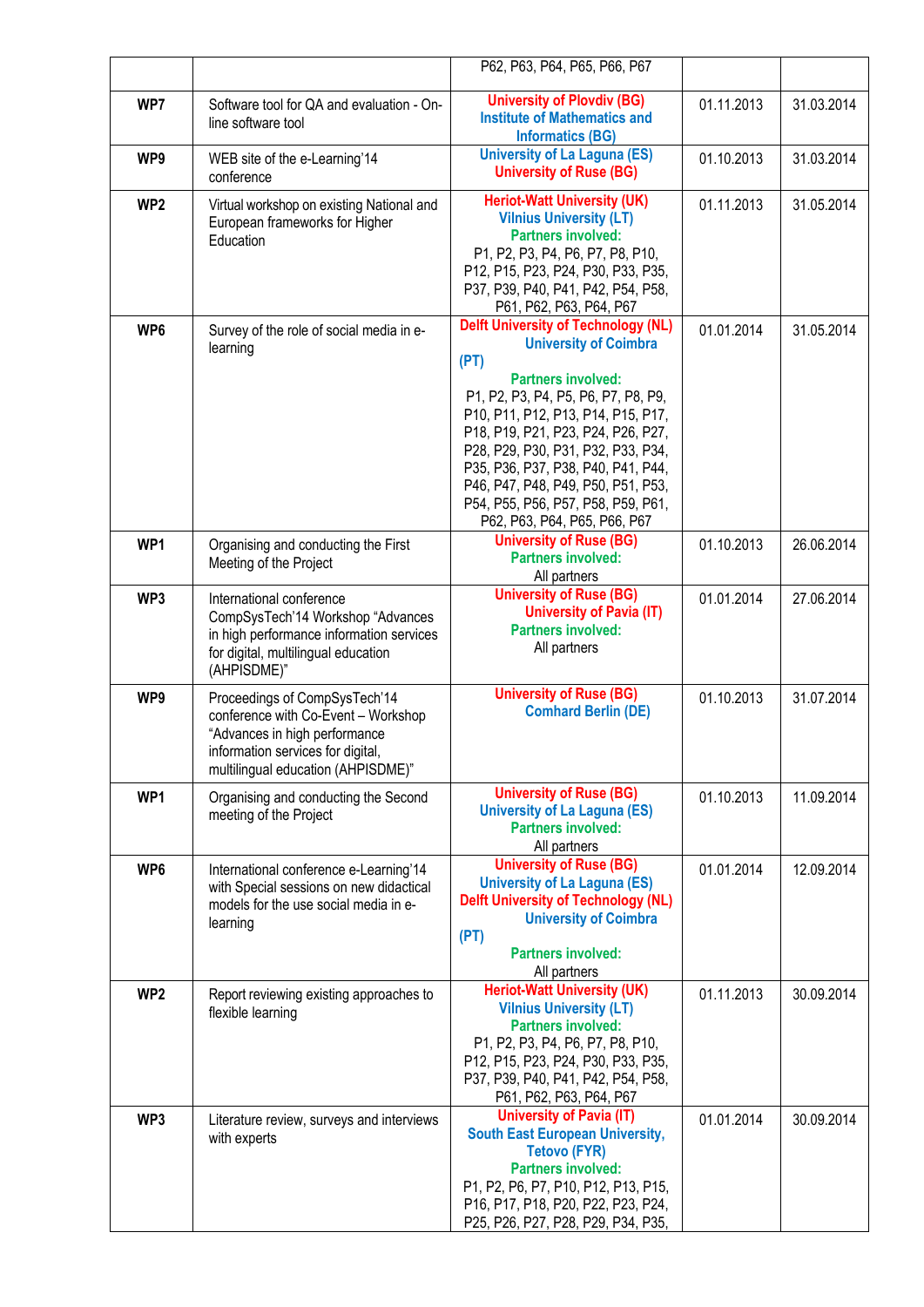|  |  | P62, P63, P64, P65, P66, P67 |  |  |
|---|---|---|---|---|
| **WP7** | Software tool for QA and evaluation - On-line software tool | **University of Plovdiv (BG)** **Institute of Mathematics and Informatics (BG)** | 01.11.2013 | 31.03.2014 |
| **WP9** | WEB site of the e-Learning'14 conference | **University of La Laguna (ES)** **University of Ruse (BG)** | 01.10.2013 | 31.03.2014 |
| **WP2** | Virtual workshop on existing National and European frameworks for Higher Education | **Heriot-Watt University (UK)** **Vilnius University (LT)** **Partners involved:** P1, P2, P3, P4, P6, P7, P8, P10, P12, P15, P23, P24, P30, P33, P35, P37, P39, P40, P41, P42, P54, P58, P61, P62, P63, P64, P67 | 01.11.2013 | 31.05.2014 |
| **WP6** | Survey of the role of social media in e-learning | **Delft University of Technology (NL)** **University of Coimbra (PT)** **Partners involved:** P1, P2, P3, P4, P5, P6, P7, P8, P9, P10, P11, P12, P13, P14, P15, P17, P18, P19, P21, P23, P24, P26, P27, P28, P29, P30, P31, P32, P33, P34, P35, P36, P37, P38, P40, P41, P44, P46, P47, P48, P49, P50, P51, P53, P54, P55, P56, P57, P58, P59, P61, P62, P63, P64, P65, P66, P67 | 01.01.2014 | 31.05.2014 |
| **WP1** | Organising and conducting the First Meeting of the Project | **University of Ruse (BG)** **Partners involved:** All partners | 01.10.2013 | 26.06.2014 |
| **WP3** | International conference CompSysTech'14 Workshop "Advances in high performance information services for digital, multilingual education (AHPISDME)" | **University of Ruse (BG)** **University of Pavia (IT)** **Partners involved:** All partners | 01.01.2014 | 27.06.2014 |
| **WP9** | Proceedings of CompSysTech'14 conference with Co-Event – Workshop "Advances in high performance information services for digital, multilingual education (AHPISDME)" | **University of Ruse (BG)** **Comhard Berlin (DE)** | 01.10.2013 | 31.07.2014 |
| **WP1** | Organising and conducting the Second meeting of the Project | **University of Ruse (BG)** **University of La Laguna (ES)** **Partners involved:** All partners | 01.10.2013 | 11.09.2014 |
| **WP6** | International conference e-Learning'14 with Special sessions on new didactical models for the use social media in e-learning | **University of Ruse (BG)** **University of La Laguna (ES)** **Delft University of Technology (NL)** **University of Coimbra (PT)** **Partners involved:** All partners | 01.01.2014 | 12.09.2014 |
| **WP2** | Report reviewing existing approaches to flexible learning | **Heriot-Watt University (UK)** **Vilnius University (LT)** **Partners involved:** P1, P2, P3, P4, P6, P7, P8, P10, P12, P15, P23, P24, P30, P33, P35, P37, P39, P40, P41, P42, P54, P58, P61, P62, P63, P64, P67 | 01.11.2013 | 30.09.2014 |
| **WP3** | Literature review, surveys and interviews with experts | **University of Pavia (IT)** **South East European University, Tetovo (FYR)** **Partners involved:** P1, P2, P6, P7, P10, P12, P13, P15, P16, P17, P18, P20, P22, P23, P24, P25, P26, P27, P28, P29, P34, P35, | 01.01.2014 | 30.09.2014 |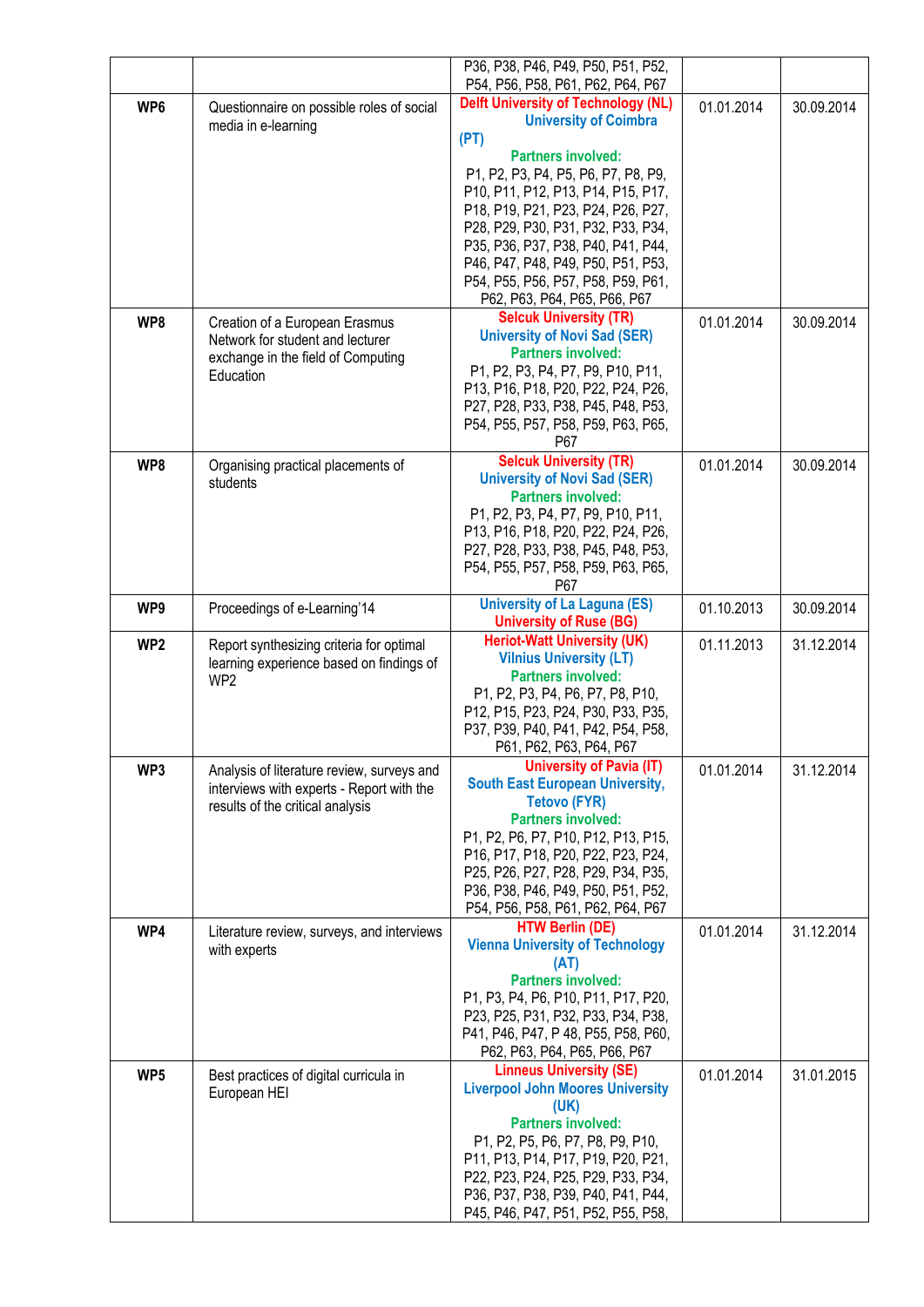| | | | | |
|---|---|---|---|---|
| | | P36, P38, P46, P49, P50, P51, P52, P54, P56, P58, P61, P62, P64, P67 | | |
| **WP6** | Questionnaire on possible roles of social media in e-learning | **Delft University of Technology (NL)** **University of Coimbra (PT)** **Partners involved:** P1, P2, P3, P4, P5, P6, P7, P8, P9, P10, P11, P12, P13, P14, P15, P17, P18, P19, P21, P23, P24, P26, P27, P28, P29, P30, P31, P32, P33, P34, P35, P36, P37, P38, P40, P41, P44, P46, P47, P48, P49, P50, P51, P53, P54, P55, P56, P57, P58, P59, P61, P62, P63, P64, P65, P66, P67 | 01.01.2014 | 30.09.2014 |
| **WP8** | Creation of a European Erasmus Network for student and lecturer exchange in the field of Computing Education | **Selcuk University (TR)** **University of Novi Sad (SER)** **Partners involved:** P1, P2, P3, P4, P7, P9, P10, P11, P13, P16, P18, P20, P22, P24, P26, P27, P28, P33, P38, P45, P48, P53, P54, P55, P57, P58, P59, P63, P65, P67 | 01.01.2014 | 30.09.2014 |
| **WP8** | Organising practical placements of students | **Selcuk University (TR)** **University of Novi Sad (SER)** **Partners involved:** P1, P2, P3, P4, P7, P9, P10, P11, P13, P16, P18, P20, P22, P24, P26, P27, P28, P33, P38, P45, P48, P53, P54, P55, P57, P58, P59, P63, P65, P67 | 01.01.2014 | 30.09.2014 |
| **WP9** | Proceedings of e-Learning'14 | **University of La Laguna (ES)** **University of Ruse (BG)** | 01.10.2013 | 30.09.2014 |
| **WP2** | Report synthesizing criteria for optimal learning experience based on findings of WP2 | **Heriot-Watt University (UK)** **Vilnius University (LT)** **Partners involved:** P1, P2, P3, P4, P6, P7, P8, P10, P12, P15, P23, P24, P30, P33, P35, P37, P39, P40, P41, P42, P54, P58, P61, P62, P63, P64, P67 | 01.11.2013 | 31.12.2014 |
| **WP3** | Analysis of literature review, surveys and interviews with experts - Report with the results of the critical analysis | **University of Pavia (IT)** **South East European University, Tetovo (FYR)** **Partners involved:** P1, P2, P6, P7, P10, P12, P13, P15, P16, P17, P18, P20, P22, P23, P24, P25, P26, P27, P28, P29, P34, P35, P36, P38, P46, P49, P50, P51, P52, P54, P56, P58, P61, P62, P64, P67 | 01.01.2014 | 31.12.2014 |
| **WP4** | Literature review, surveys, and interviews with experts | **HTW Berlin (DE)** **Vienna University of Technology (AT)** **Partners involved:** P1, P3, P4, P6, P10, P11, P17, P20, P23, P25, P31, P32, P33, P34, P38, P41, P46, P47, P 48, P55, P58, P60, P62, P63, P64, P65, P66, P67 | 01.01.2014 | 31.12.2014 |
| **WP5** | Best practices of digital curricula in European HEI | **Linneus University (SE)** **Liverpool John Moores University (UK)** **Partners involved:** P1, P2, P5, P6, P7, P8, P9, P10, P11, P13, P14, P17, P19, P20, P21, P22, P23, P24, P25, P29, P33, P34, P36, P37, P38, P39, P40, P41, P44, P45, P46, P47, P51, P52, P55, P58, | 01.01.2014 | 31.01.2015 |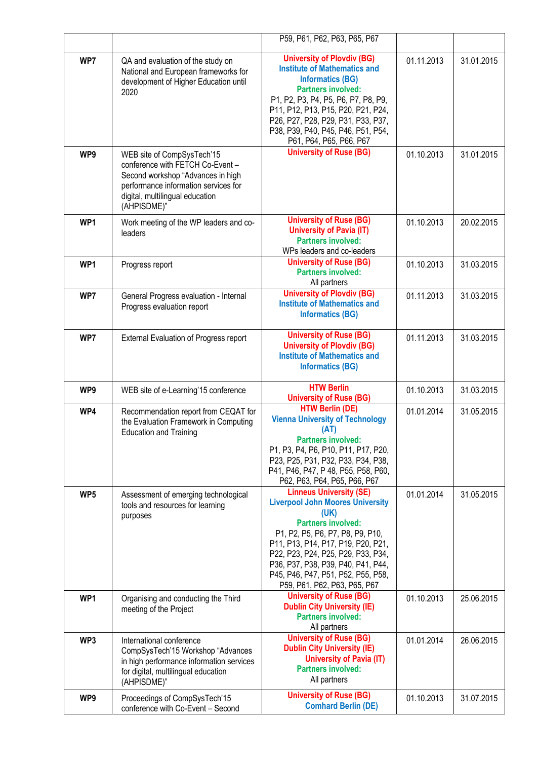| | | | | |
|---|---|---|---|---|
| | | P59, P61, P62, P63, P65, P67 | | |
| **WP7** | QA and evaluation of the study on National and European frameworks for development of Higher Education until 2020 | **University of Plovdiv (BG)** **Institute of Mathematics and Informatics (BG)** **Partners involved:** P1, P2, P3, P4, P5, P6, P7, P8, P9, P11, P12, P13, P15, P20, P21, P24, P26, P27, P28, P29, P31, P33, P37, P38, P39, P40, P45, P46, P51, P54, P61, P64, P65, P66, P67 | 01.11.2013 | 31.01.2015 |
| **WP9** | WEB site of CompSysTech'15 conference with FETCH Co-Event – Second workshop "Advances in high performance information services for digital, multilingual education (AHPISDME)" | **University of Ruse (BG)** | 01.10.2013 | 31.01.2015 |
| **WP1** | Work meeting of the WP leaders and co-leaders | **University of Ruse (BG)** **University of Pavia (IT)** **Partners involved:** WPs leaders and co-leaders | 01.10.2013 | 20.02.2015 |
| **WP1** | Progress report | **University of Ruse (BG)** **Partners involved:** All partners | 01.10.2013 | 31.03.2015 |
| **WP7** | General Progress evaluation - Internal Progress evaluation report | **University of Plovdiv (BG)** **Institute of Mathematics and Informatics (BG)** | 01.11.2013 | 31.03.2015 |
| **WP7** | External Evaluation of Progress report | **University of Ruse (BG)** **University of Plovdiv (BG)** **Institute of Mathematics and Informatics (BG)** | 01.11.2013 | 31.03.2015 |
| **WP9** | WEB site of e-Learning'15 conference | **HTW Berlin** **University of Ruse (BG)** | 01.10.2013 | 31.03.2015 |
| **WP4** | Recommendation report from CEQAT for the Evaluation Framework in Computing Education and Training | **HTW Berlin (DE)** **Vienna University of Technology (AT)** **Partners involved:** P1, P3, P4, P6, P10, P11, P17, P20, P23, P25, P31, P32, P33, P34, P38, P41, P46, P47, P 48, P55, P58, P60, P62, P63, P64, P65, P66, P67 | 01.01.2014 | 31.05.2015 |
| **WP5** | Assessment of emerging technological tools and resources for learning purposes | **Linneus University (SE)** **Liverpool John Moores University (UK)** **Partners involved:** P1, P2, P5, P6, P7, P8, P9, P10, P11, P13, P14, P17, P19, P20, P21, P22, P23, P24, P25, P29, P33, P34, P36, P37, P38, P39, P40, P41, P44, P45, P46, P47, P51, P52, P55, P58, P59, P61, P62, P63, P65, P67 | 01.01.2014 | 31.05.2015 |
| **WP1** | Organising and conducting the Third meeting of the Project | **University of Ruse (BG)** **Dublin City University (IE)** **Partners involved:** All partners | 01.10.2013 | 25.06.2015 |
| **WP3** | International conference CompSysTech'15 Workshop "Advances in high performance information services for digital, multilingual education (AHPISDME)" | **University of Ruse (BG)** **Dublin City University (IE)** **University of Pavia (IT)** **Partners involved:** All partners | 01.01.2014 | 26.06.2015 |
| **WP9** | Proceedings of CompSysTech'15 conference with Co-Event – Second | **University of Ruse (BG)** **Comhard Berlin (DE)** | 01.10.2013 | 31.07.2015 |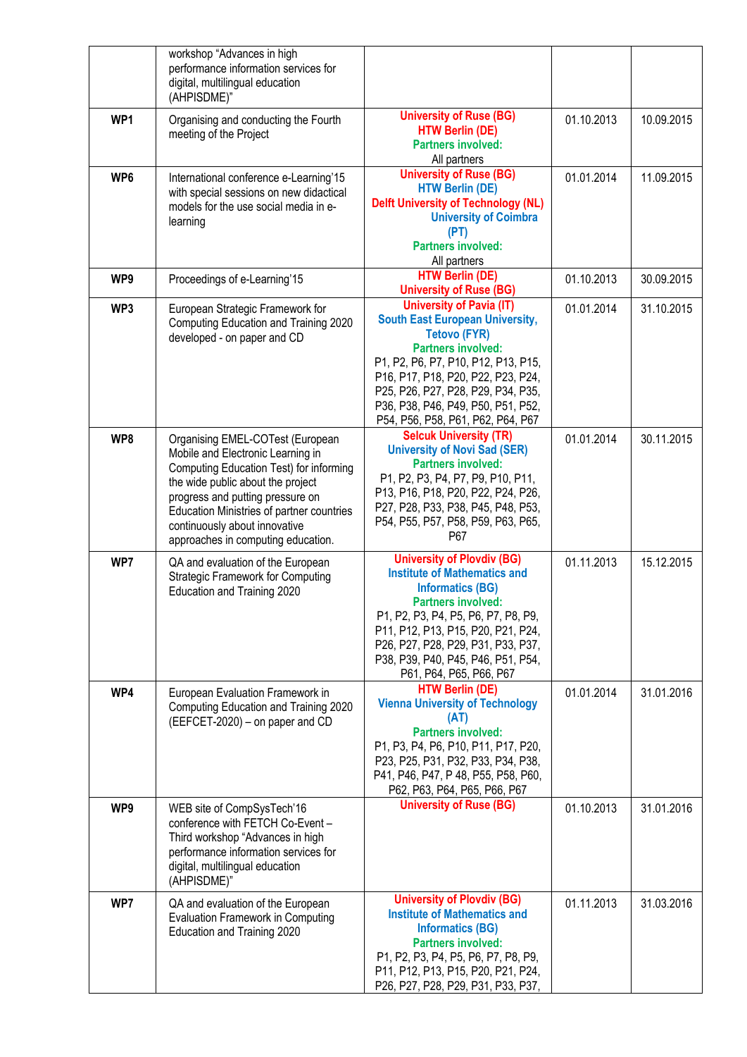| | | | | |
|---|---|---|---|---|
| | workshop "Advances in high performance information services for digital, multilingual education (AHPISDME)" | | | |
| **WP1** | Organising and conducting the Fourth meeting of the Project | **University of Ruse (BG)** **HTW Berlin (DE)** **Partners involved:** All partners | 01.10.2013 | 10.09.2015 |
| **WP6** | International conference e-Learning'15 with special sessions on new didactical models for the use social media in e-learning | **University of Ruse (BG)** **HTW Berlin (DE)** **Delft University of Technology (NL)** **University of Coimbra (PT)** **Partners involved:** All partners | 01.01.2014 | 11.09.2015 |
| **WP9** | Proceedings of e-Learning'15 | **HTW Berlin (DE)** **University of Ruse (BG)** | 01.10.2013 | 30.09.2015 |
| **WP3** | European Strategic Framework for Computing Education and Training 2020 developed - on paper and CD | **University of Pavia (IT)** **South East European University, Tetovo (FYR)** **Partners involved:** P1, P2, P6, P7, P10, P12, P13, P15, P16, P17, P18, P20, P22, P23, P24, P25, P26, P27, P28, P29, P34, P35, P36, P38, P46, P49, P50, P51, P52, P54, P56, P58, P61, P62, P64, P67 | 01.01.2014 | 31.10.2015 |
| **WP8** | Organising EMEL-COTest (European Mobile and Electronic Learning in Computing Education Test) for informing the wide public about the project progress and putting pressure on Education Ministries of partner countries continuously about innovative approaches in computing education. | **Selcuk University (TR)** **University of Novi Sad (SER)** **Partners involved:** P1, P2, P3, P4, P7, P9, P10, P11, P13, P16, P18, P20, P22, P24, P26, P27, P28, P33, P38, P45, P48, P53, P54, P55, P57, P58, P59, P63, P65, P67 | 01.01.2014 | 30.11.2015 |
| **WP7** | QA and evaluation of the European Strategic Framework for Computing Education and Training 2020 | **University of Plovdiv (BG)** **Institute of Mathematics and Informatics (BG)** **Partners involved:** P1, P2, P3, P4, P5, P6, P7, P8, P9, P11, P12, P13, P15, P20, P21, P24, P26, P27, P28, P29, P31, P33, P37, P38, P39, P40, P45, P46, P51, P54, P61, P64, P65, P66, P67 | 01.11.2013 | 15.12.2015 |
| **WP4** | European Evaluation Framework in Computing Education and Training 2020 (EEFCET-2020) – on paper and CD | **HTW Berlin (DE)** **Vienna University of Technology (AT)** **Partners involved:** P1, P3, P4, P6, P10, P11, P17, P20, P23, P25, P31, P32, P33, P34, P38, P41, P46, P47, P 48, P55, P58, P60, P62, P63, P64, P65, P66, P67 | 01.01.2014 | 31.01.2016 |
| **WP9** | WEB site of CompSysTech'16 conference with FETCH Co-Event – Third workshop "Advances in high performance information services for digital, multilingual education (AHPISDME)" | **University of Ruse (BG)** | 01.10.2013 | 31.01.2016 |
| **WP7** | QA and evaluation of the European Evaluation Framework in Computing Education and Training 2020 | **University of Plovdiv (BG)** **Institute of Mathematics and Informatics (BG)** **Partners involved:** P1, P2, P3, P4, P5, P6, P7, P8, P9, P11, P12, P13, P15, P20, P21, P24, P26, P27, P28, P29, P31, P33, P37, | 01.11.2013 | 31.03.2016 |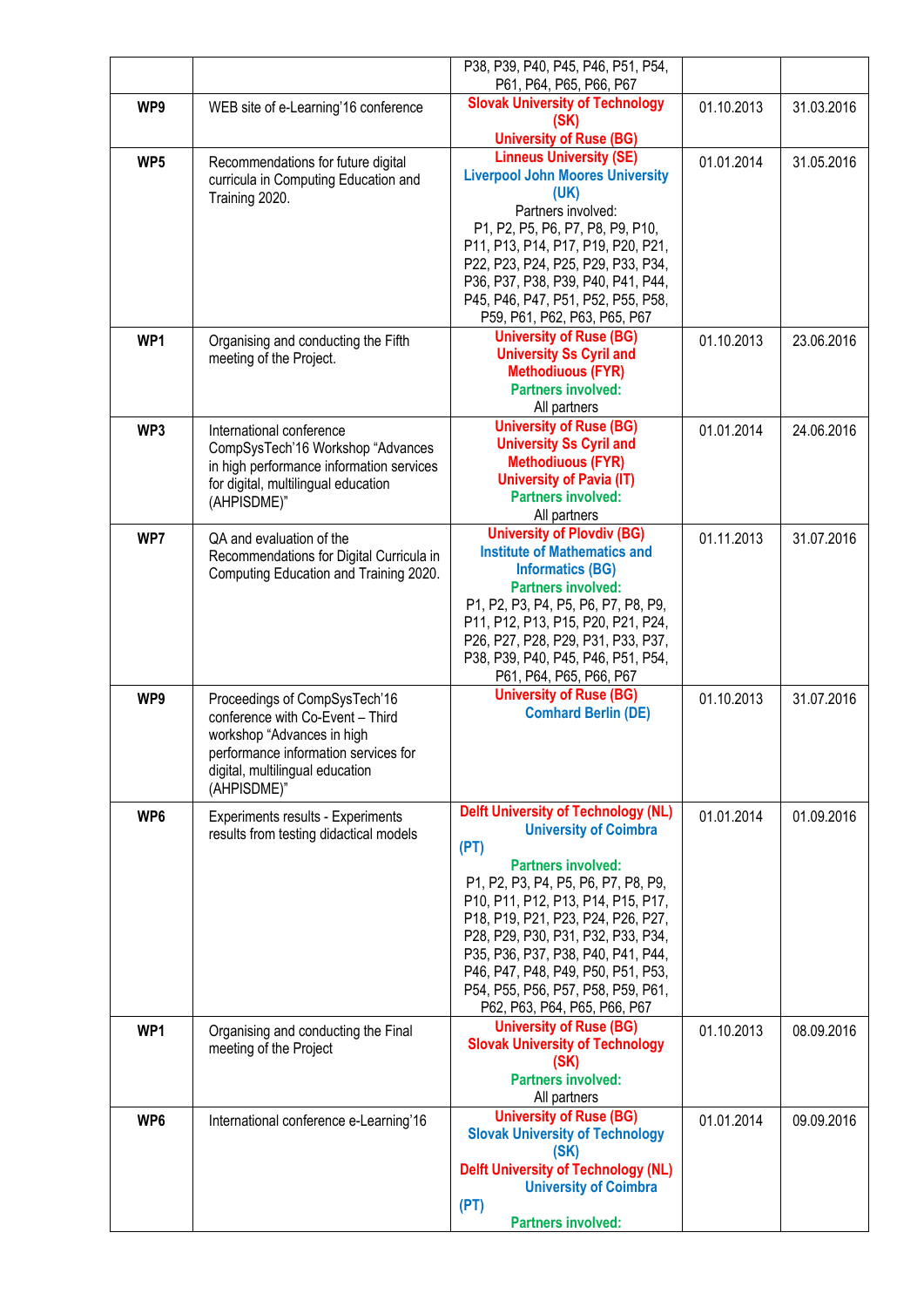| | | | | |
|---|---|---|---|---|
| | | P38, P39, P40, P45, P46, P51, P54, P61, P64, P65, P66, P67 | | |
| **WP9** | WEB site of e-Learning'16 conference | **Slovak University of Technology (SK)** **University of Ruse (BG)** | 01.10.2013 | 31.03.2016 |
| **WP5** | Recommendations for future digital curricula in Computing Education and Training 2020. | **Linneus University (SE)** **Liverpool John Moores University (UK)** Partners involved: P1, P2, P5, P6, P7, P8, P9, P10, P11, P13, P14, P17, P19, P20, P21, P22, P23, P24, P25, P29, P33, P34, P36, P37, P38, P39, P40, P41, P44, P45, P46, P47, P51, P52, P55, P58, P59, P61, P62, P63, P65, P67 | 01.01.2014 | 31.05.2016 |
| **WP1** | Organising and conducting the Fifth meeting of the Project. | **University of Ruse (BG)** **University Ss Cyril and Methodiuous (FYR)** **Partners involved:** All partners | 01.10.2013 | 23.06.2016 |
| **WP3** | International conference CompSysTech'16 Workshop "Advances in high performance information services for digital, multilingual education (AHPISDME)" | **University of Ruse (BG)** **University Ss Cyril and Methodiuous (FYR)** **University of Pavia (IT)** **Partners involved:** All partners | 01.01.2014 | 24.06.2016 |
| **WP7** | QA and evaluation of the Recommendations for Digital Curricula in Computing Education and Training 2020. | **University of Plovdiv (BG)** **Institute of Mathematics and Informatics (BG)** **Partners involved:** P1, P2, P3, P4, P5, P6, P7, P8, P9, P11, P12, P13, P15, P20, P21, P24, P26, P27, P28, P29, P31, P33, P37, P38, P39, P40, P45, P46, P51, P54, P61, P64, P65, P66, P67 | 01.11.2013 | 31.07.2016 |
| **WP9** | Proceedings of CompSysTech'16 conference with Co-Event – Third workshop "Advances in high performance information services for digital, multilingual education (AHPISDME)" | **University of Ruse (BG)** **Comhard Berlin (DE)** | 01.10.2013 | 31.07.2016 |
| **WP6** | Experiments results - Experiments results from testing didactical models | **Delft University of Technology (NL)** **University of Coimbra (PT)** **Partners involved:** P1, P2, P3, P4, P5, P6, P7, P8, P9, P10, P11, P12, P13, P14, P15, P17, P18, P19, P21, P23, P24, P26, P27, P28, P29, P30, P31, P32, P33, P34, P35, P36, P37, P38, P40, P41, P44, P46, P47, P48, P49, P50, P51, P53, P54, P55, P56, P57, P58, P59, P61, P62, P63, P64, P65, P66, P67 | 01.01.2014 | 01.09.2016 |
| **WP1** | Organising and conducting the Final meeting of the Project | **University of Ruse (BG)** **Slovak University of Technology (SK)** **Partners involved:** All partners | 01.10.2013 | 08.09.2016 |
| **WP6** | International conference e-Learning'16 | **University of Ruse (BG)** **Slovak University of Technology (SK)** **Delft University of Technology (NL)** **University of Coimbra (PT)** **Partners involved:** | 01.01.2014 | 09.09.2016 |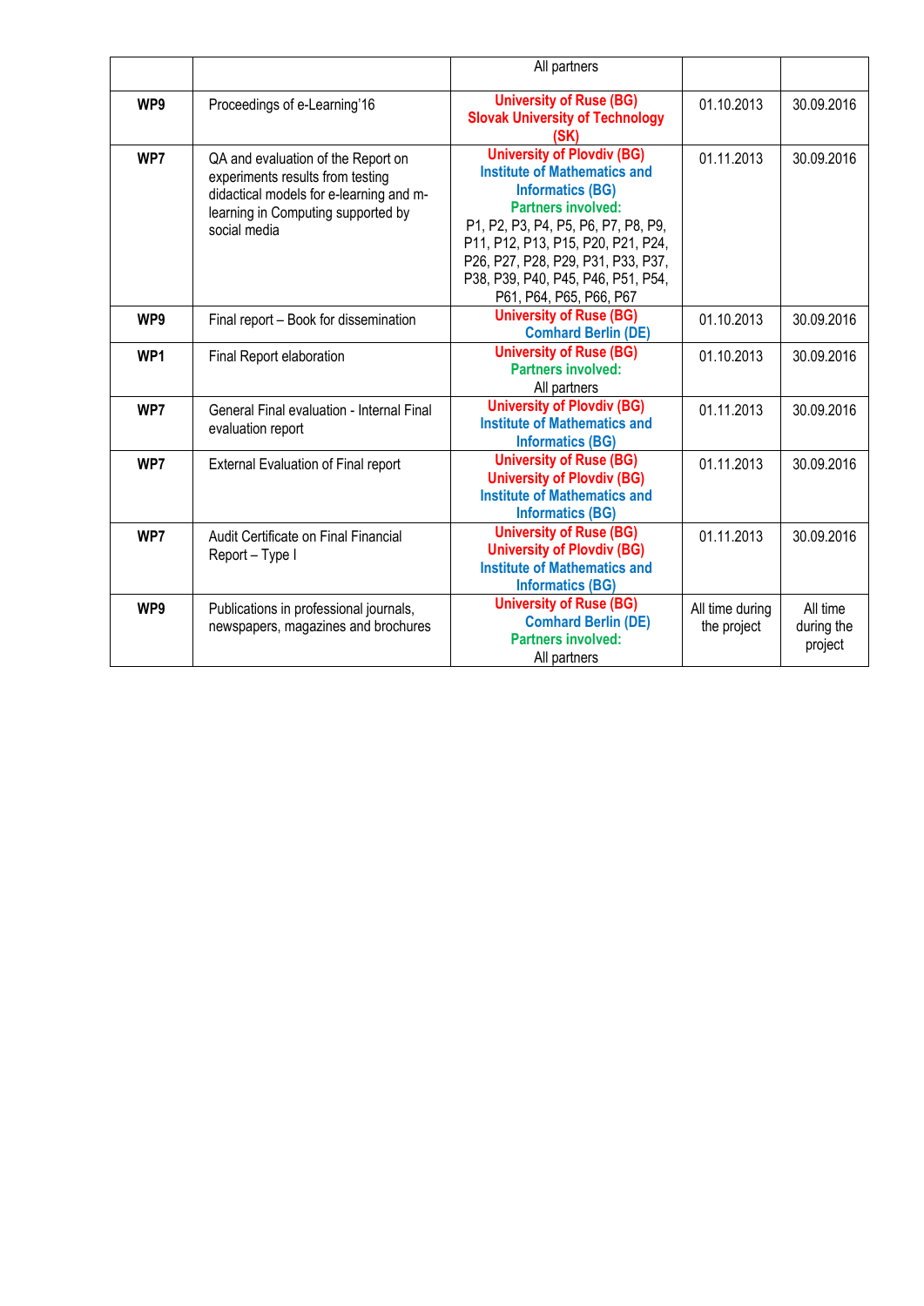| | | | | |
|---|---|---|---|---|
| | | All partners | | |
| **WP9** | Proceedings of e-Learning'16 | **University of Ruse (BG)** **Slovak University of Technology (SK)** | 01.10.2013 | 30.09.2016 |
| **WP7** | QA and evaluation of the Report on experiments results from testing didactical models for e-learning and m-learning in Computing supported by social media | **University of Plovdiv (BG)** **Institute of Mathematics and Informatics (BG)** **Partners involved:** P1, P2, P3, P4, P5, P6, P7, P8, P9, P11, P12, P13, P15, P20, P21, P24, P26, P27, P28, P29, P31, P33, P37, P38, P39, P40, P45, P46, P51, P54, P61, P64, P65, P66, P67 | 01.11.2013 | 30.09.2016 |
| **WP9** | Final report – Book for dissemination | **University of Ruse (BG)** **Comhard Berlin (DE)** | 01.10.2013 | 30.09.2016 |
| **WP1** | Final Report elaboration | **University of Ruse (BG)** **Partners involved:** All partners | 01.10.2013 | 30.09.2016 |
| **WP7** | General Final evaluation - Internal Final evaluation report | **University of Plovdiv (BG)** **Institute of Mathematics and Informatics (BG)** | 01.11.2013 | 30.09.2016 |
| **WP7** | External Evaluation of Final report | **University of Ruse (BG)** **University of Plovdiv (BG)** **Institute of Mathematics and Informatics (BG)** | 01.11.2013 | 30.09.2016 |
| **WP7** | Audit Certificate on Final Financial Report – Type I | **University of Ruse (BG)** **University of Plovdiv (BG)** **Institute of Mathematics and Informatics (BG)** | 01.11.2013 | 30.09.2016 |
| **WP9** | Publications in professional journals, newspapers, magazines and brochures | **University of Ruse (BG)** **Comhard Berlin (DE)** **Partners involved:** All partners | All time during the project | All time during the project |